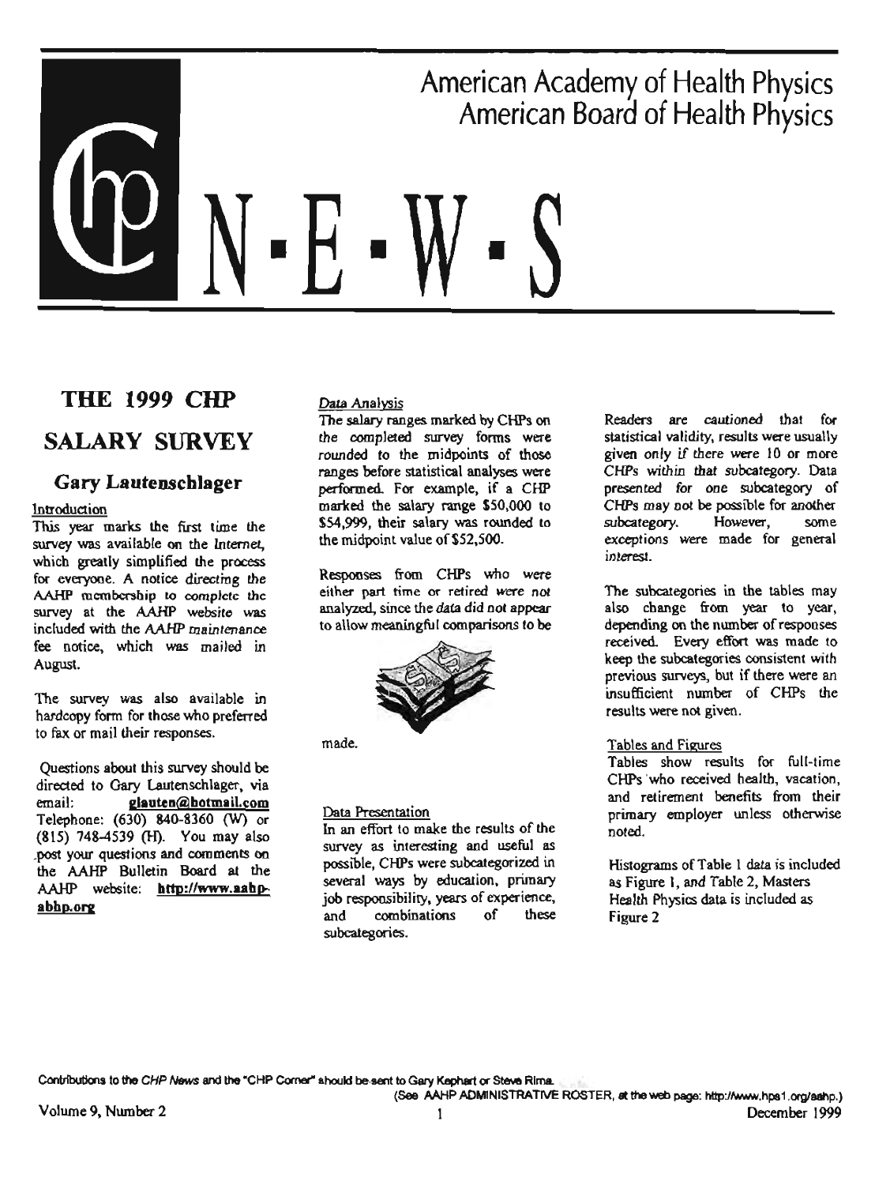# American Academy of Health Physics
# American Board of Health Physics

# CHP N·E·W·S

## THE 1999 CHP SALARY SURVEY

### Gary Lautenschlager

Introduction

This year marks the first time the survey was available on the Internet, which greatly simplified the process for everyone. A notice directing the AAHP membership to complete the survey at the AAHP website was included with the AAHP maintenance fee notice, which was mailed in August.

The survey was also available in hardcopy form for those who preferred to fax or mail their responses.

Questions about this survey should be directed to Gary Lautenschlager, via email: **glauten@hotmail.com** Telephone: (630) 840-8360 (W) or (815) 748-4539 (H). You may also post your questions and comments on the AAHP Bulletin Board at the AAHP website: **http://www.aahp-abhp.org**

Data Analysis

The salary ranges marked by CHPs on the completed survey forms were rounded to the midpoints of those ranges before statistical analyses were performed. For example, if a CHP marked the salary range $50,000 to $54,999, their salary was rounded to the midpoint value of $52,500.

Responses from CHPs who were either part time or retired were not analyzed, since the data did not appear to allow meaningful comparisons to be made.

Data Presentation

In an effort to make the results of the survey as interesting and useful as possible, CHPs were subcategorized in several ways by education, primary job responsibility, years of experience, and combinations of these subcategories.

Readers are cautioned that for statistical validity, results were usually given only if there were 10 or more CHPs within that subcategory. Data presented for one subcategory of CHPs may not be possible for another subcategory. However, some exceptions were made for general interest.

The subcategories in the tables may also change from year to year, depending on the number of responses received. Every effort was made to keep the subcategories consistent with previous surveys, but if there were an insufficient number of CHPs the results were not given.

Tables and Figures

Tables show results for full-time CHPs who received health, vacation, and retirement benefits from their primary employer unless otherwise noted.

Histograms of Table 1 data is included as Figure 1, and Table 2, Masters Health Physics data is included as Figure 2

Contributions to the *CHP News* and the "CHP Corner" should be sent to Gary Kephart or Steve Rima.
(See AAHP ADMINISTRATIVE ROSTER, at the web page: http://www.hps1.org/aahp.)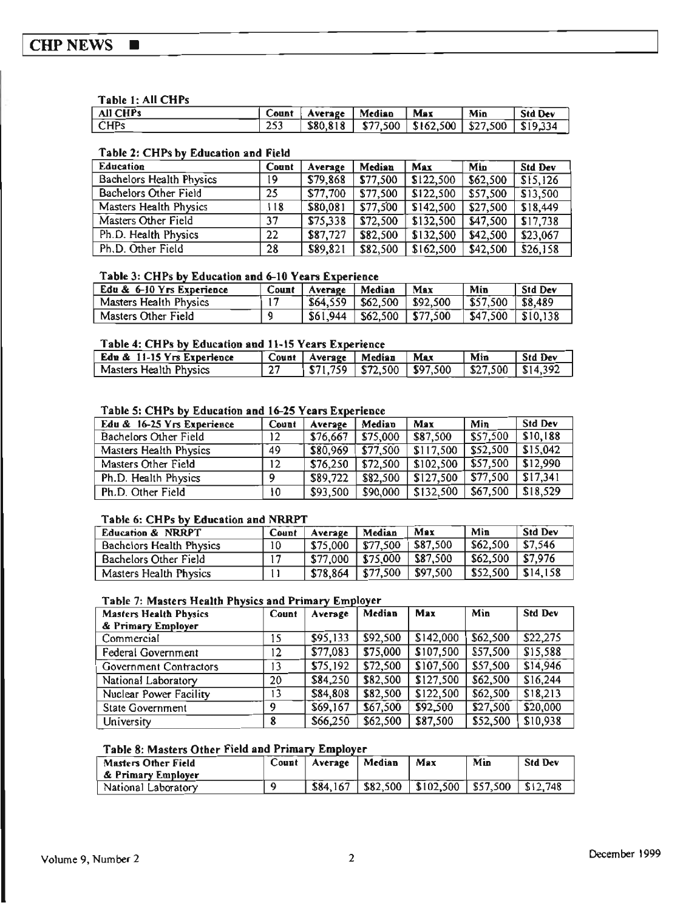## Table 1: All CHPs

| All CHPs | Count | Average | Median | Max | Min | Std Dev |
|---|---|---|---|---|---|---|
| CHPs | 253 | $80,818 | $77,500 | $162,500 | $27,500 | $19,334 |

## Table 2: CHPs by Education and Field

| Education | Count | Average | Median | Max | Min | Std Dev |
|---|---|---|---|---|---|---|
| Bachelors Health Physics | 19 | $79,868 | $77,500 | $122,500 | $62,500 | $15,126 |
| Bachelors Other Field | 25 | $77,700 | $77,500 | $122,500 | $57,500 | $13,500 |
| Masters Health Physics | 118 | $80,081 | $77,500 | $142,500 | $27,500 | $18,449 |
| Masters Other Field | 37 | $75,338 | $72,500 | $132,500 | $47,500 | $17,738 |
| Ph.D. Health Physics | 22 | $87,727 | $82,500 | $132,500 | $42,500 | $23,067 |
| Ph.D. Other Field | 28 | $89,821 | $82,500 | $162,500 | $42,500 | $26,158 |

## Table 3: CHPs by Education and 6-10 Years Experience

| Edu & 6-10 Yrs Experience | Count | Average | Median | Max | Min | Std Dev |
|---|---|---|---|---|---|---|
| Masters Health Physics | 17 | $64,559 | $62,500 | $92,500 | $57,500 | $8,489 |
| Masters Other Field | 9 | $61,944 | $62,500 | $77,500 | $47,500 | $10,138 |

## Table 4: CHPs by Education and 11-15 Years Experience

| Edu & 11-15 Yrs Experience | Count | Average | Median | Max | Min | Std Dev |
|---|---|---|---|---|---|---|
| Masters Health Physics | 27 | $71,759 | $72,500 | $97,500 | $27,500 | $14,392 |

## Table 5: CHPs by Education and 16-25 Years Experience

| Edu & 16-25 Yrs Experience | Count | Average | Median | Max | Min | Std Dev |
|---|---|---|---|---|---|---|
| Bachelors Other Field | 12 | $76,667 | $75,000 | $87,500 | $57,500 | $10,188 |
| Masters Health Physics | 49 | $80,969 | $77,500 | $117,500 | $52,500 | $15,042 |
| Masters Other Field | 12 | $76,250 | $72,500 | $102,500 | $57,500 | $12,990 |
| Ph.D. Health Physics | 9 | $89,722 | $82,500 | $127,500 | $77,500 | $17,341 |
| Ph.D. Other Field | 10 | $93,500 | $90,000 | $132,500 | $67,500 | $18,529 |

## Table 6: CHPs by Education and NRRPT

| Education & NRRPT | Count | Average | Median | Max | Min | Std Dev |
|---|---|---|---|---|---|---|
| Bachelors Health Physics | 10 | $75,000 | $77,500 | $87,500 | $62,500 | $7,546 |
| Bachelors Other Field | 17 | $77,000 | $75,000 | $87,500 | $62,500 | $7,976 |
| Masters Health Physics | 11 | $78,864 | $77,500 | $97,500 | $52,500 | $14,158 |

## Table 7: Masters Health Physics and Primary Employer

| Masters Health Physics & Primary Employer | Count | Average | Median | Max | Min | Std Dev |
|---|---|---|---|---|---|---|
| Commercial | 15 | $95,133 | $92,500 | $142,000 | $62,500 | $22,275 |
| Federal Government | 12 | $77,083 | $75,000 | $107,500 | $57,500 | $15,588 |
| Government Contractors | 13 | $75,192 | $72,500 | $107,500 | $57,500 | $14,946 |
| National Laboratory | 20 | $84,250 | $82,500 | $127,500 | $62,500 | $16,244 |
| Nuclear Power Facility | 13 | $84,808 | $82,500 | $122,500 | $62,500 | $18,213 |
| State Government | 9 | $69,167 | $67,500 | $92,500 | $27,500 | $20,000 |
| University | 8 | $66,250 | $62,500 | $87,500 | $52,500 | $10,938 |

## Table 8: Masters Other Field and Primary Employer

| Masters Other Field & Primary Employer | Count | Average | Median | Max | Min | Std Dev |
|---|---|---|---|---|---|---|
| National Laboratory | 9 | $84,167 | $82,500 | $102,500 | $57,500 | $12,748 |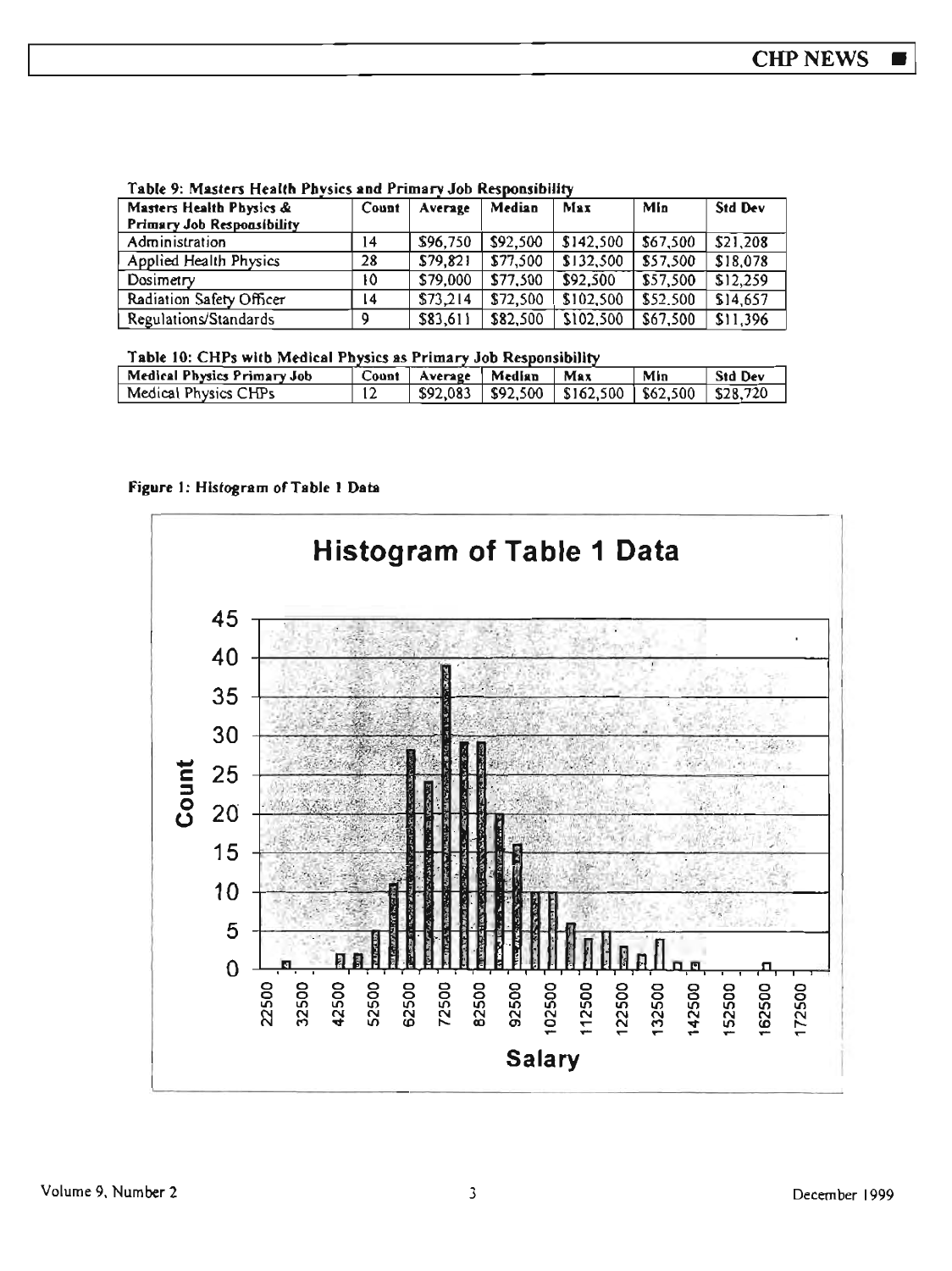Table 9: Masters Health Physics and Primary Job Responsibility

| Masters Health Physics & Primary Job Responsibility | Count | Average | Median | Max | Min | Std Dev |
|---|---|---|---|---|---|---|
| Administration | 14 | $96,750 | $92,500 | $142,500 | $67,500 | $21,208 |
| Applied Health Physics | 28 | $79,821 | $77,500 | $132,500 | $57,500 | $18,078 |
| Dosimetry | 10 | $79,000 | $77,500 | $92,500 | $57,500 | $12,259 |
| Radiation Safety Officer | 14 | $73,214 | $72,500 | $102,500 | $52,500 | $14,657 |
| Regulations/Standards | 9 | $83,611 | $82,500 | $102,500 | $67,500 | $11,396 |

Table 10: CHPs with Medical Physics as Primary Job Responsibility

| Medical Physics Primary Job | Count | Average | Median | Max | Min | Std Dev |
|---|---|---|---|---|---|---|
| Medical Physics CHPs | 12 | $92,083 | $92,500 | $162,500 | $62,500 | $28,720 |

Figure 1: Histogram of Table 1 Data

| Salary | Count |
|---|---|
| 22500 | 1 |
| 27500 | 0 |
| 32500 | 0 |
| 37500 | 2 |
| 42500 | 2 |
| 47500 | 5 |
| 52500 | 11 |
| 57500 | 28 |
| 62500 | 24 |
| 67500 | 39 |
| 72500 | 29 |
| 77500 | 29 |
| 82500 | 20 |
| 87500 | 16 |
| 92500 | 10 |
| 97500 | 10 |
| 102500 | 6 |
| 107500 | 4 |
| 112500 | 5 |
| 117500 | 3 |
| 122500 | 2 |
| 127500 | 4 |
| 132500 | 1 |
| 137500 | 1 |
| 142500 | 0 |
| 147500 | 0 |
| 152500 | 0 |
| 157500 | 1 |
| 162500 | 0 |
| 167500 | 0 |
| 172500 | 0 |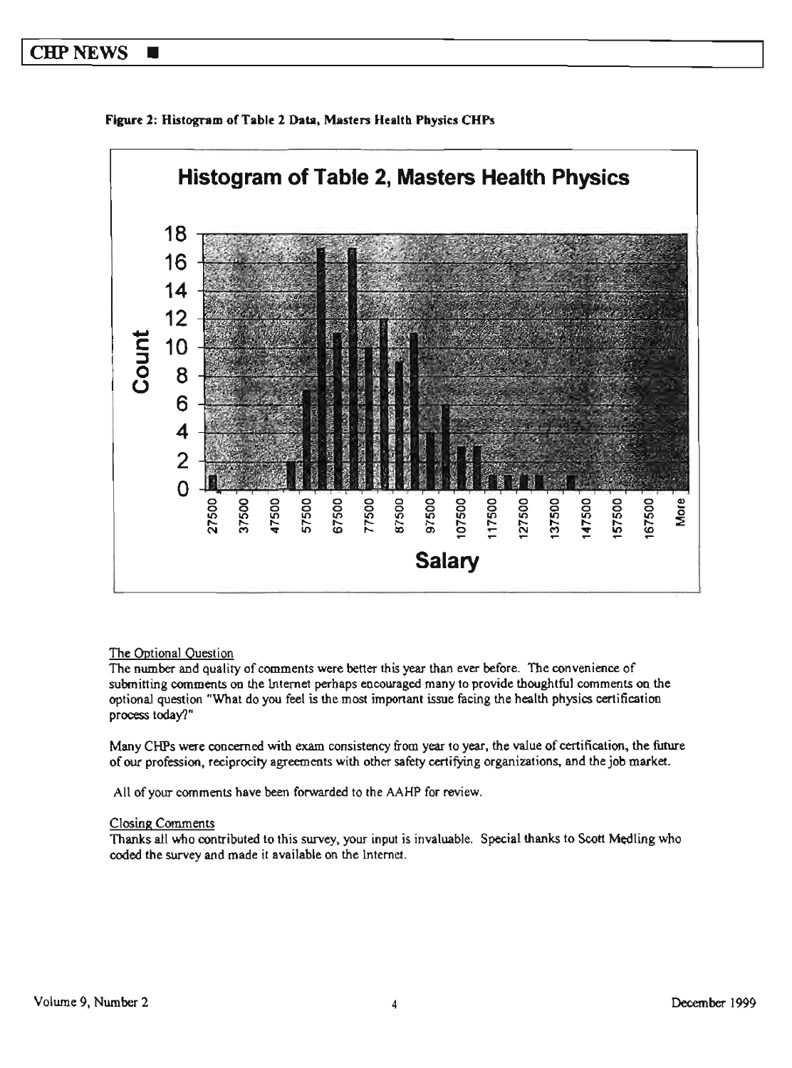**Figure 2: Histogram of Table 2 Data, Masters Health Physics CHPs**

The Optional Question

The number and quality of comments were better this year than ever before. The convenience of submitting comments on the Internet perhaps encouraged many to provide thoughtful comments on the optional question "What do you feel is the most important issue facing the health physics certification process today?"

Many CHPs were concerned with exam consistency from year to year, the value of certification, the future of our profession, reciprocity agreements with other safety certifying organizations, and the job market.

All of your comments have been forwarded to the AAHP for review.

Closing Comments

Thanks all who contributed to this survey, your input is invaluable. Special thanks to Scott Medling who coded the survey and made it available on the Internet.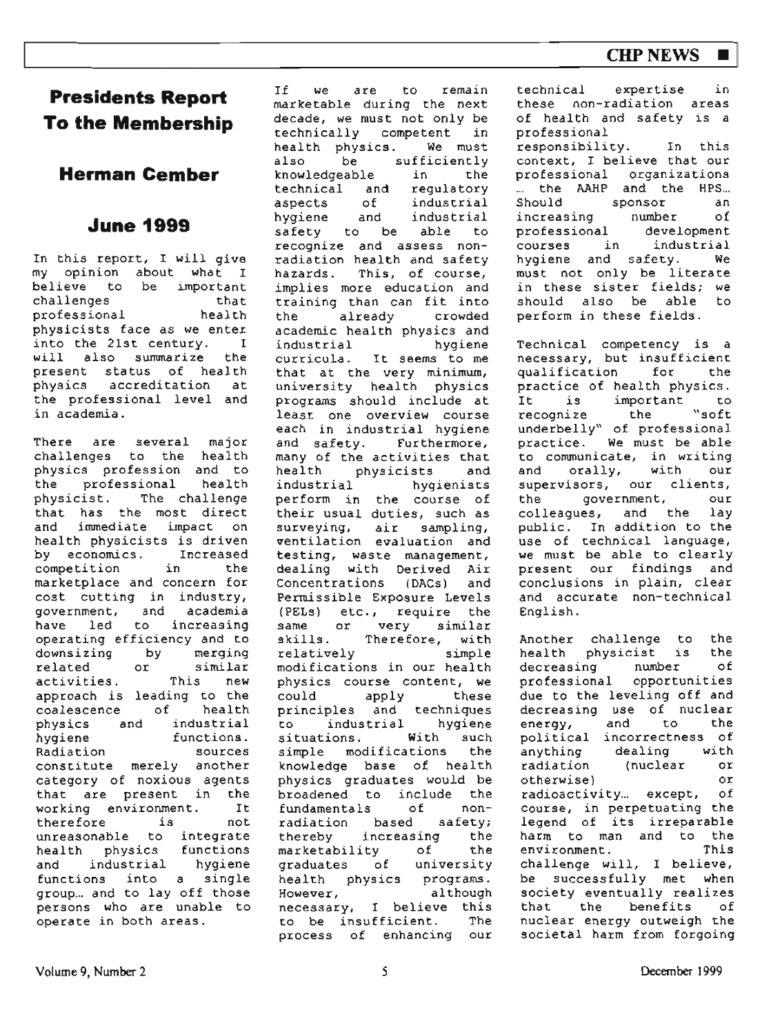# Presidents Report To the Membership

## Herman Cember

## June 1999

In this report, I will give my opinion about what I believe to be important challenges that professional health physicists face as we enter into the 21st century. I will also summarize the present status of health physics accreditation at the professional level and in academia.

There are several major challenges to the health physics profession and to the professional health physicist. The challenge that has the most direct and immediate impact on health physicists is driven by economics. Increased competition in the marketplace and concern for cost cutting in industry, government, and academia have led to increasing operating efficiency and to downsizing by merging related or similar activities. This new approach is leading to the coalescence of health physics and industrial hygiene functions. Radiation sources constitute merely another category of noxious agents that are present in the working environment. It therefore is not unreasonable to integrate health physics functions and industrial hygiene functions into a single group... and to lay off those persons who are unable to operate in both areas.

If we are to remain marketable during the next decade, we must not only be technically competent in health physics. We must also be sufficiently knowledgeable in the technical and regulatory aspects of industrial hygiene and industrial safety to be able to recognize and assess non-radiation health and safety hazards. This, of course, implies more education and training than can fit into the already crowded academic health physics and industrial hygiene curricula. It seems to me that at the very minimum, university health physics programs should include at least one overview course each in industrial hygiene and safety. Furthermore, many of the activities that health physicists and industrial hygienists perform in the course of their usual duties, such as surveying, air sampling, ventilation evaluation and testing, waste management, dealing with Derived Air Concentrations (DACs) and Permissible Exposure Levels (PELs) etc., require the same or very similar skills. Therefore, with relatively simple modifications in our health physics course content, we could apply these principles and techniques to industrial hygiene situations. With such simple modifications the knowledge base of health physics graduates would be broadened to include the fundamentals of non-radiation based safety; thereby increasing the marketability of the graduates of university health physics programs. However, although necessary, I believe this to be insufficient. The process of enhancing our technical expertise in these non-radiation areas of health and safety is a professional responsibility. In this context, I believe that our professional organizations ... the AAHP and the HPS... Should sponsor an increasing number of professional development courses in industrial hygiene and safety. We must not only be literate in these sister fields; we should also be able to perform in these fields.

Technical competency is a necessary, but insufficient qualification for the practice of health physics. It is important to recognize the "soft underbelly" of professional practice. We must be able to communicate, in writing and orally, with our supervisors, our clients, the government, our colleagues, and the lay public. In addition to the use of technical language, we must be able to clearly present our findings and conclusions in plain, clear and accurate non-technical English.

Another challenge to the health physicist is the decreasing number of professional opportunities due to the leveling off and decreasing use of nuclear energy, and to the political incorrectness of anything dealing with radiation (nuclear or otherwise) or radioactivity... except, of course, in perpetuating the legend of its irreparable harm to man and to the environment. This challenge will, I believe, be successfully met when society eventually realizes that the benefits of nuclear energy outweigh the societal harm from forgoing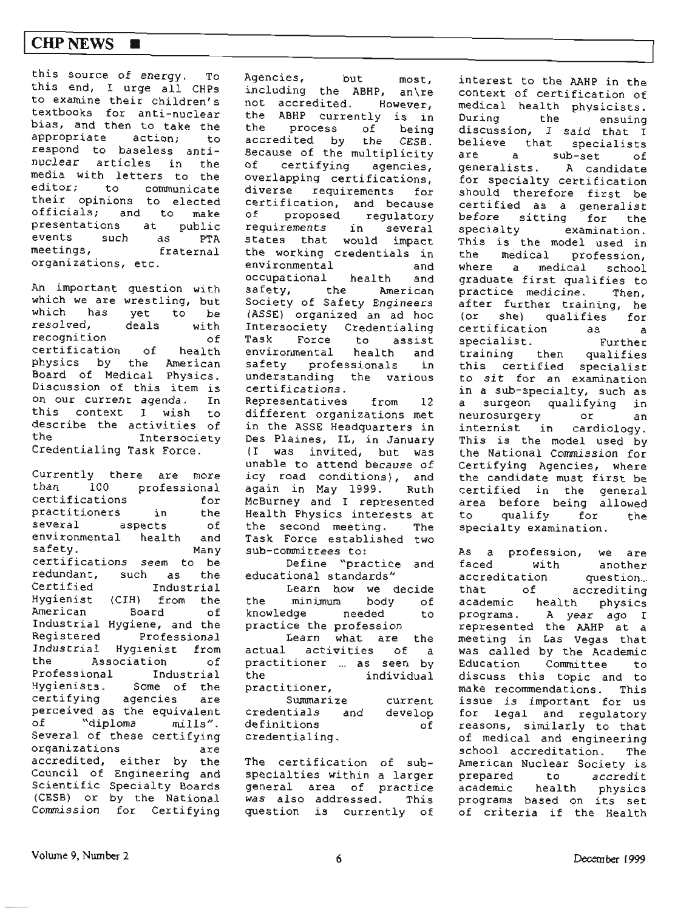this source of energy. To this end, I urge all CHPs to examine their children's textbooks for anti-nuclear bias, and then to take the appropriate action; to respond to baseless anti-nuclear articles in the media with letters to the editor; to communicate their opinions to elected officials; and to make presentations at public events such as PTA meetings, fraternal organizations, etc.

An important question with which we are wrestling, but which has yet to be resolved, deals with recognition of certification of health physics by the American Board of Medical Physics. Discussion of this item is on our current agenda. In this context I wish to describe the activities of the Intersociety Credentialing Task Force.

Currently there are more than 100 professional certifications for practitioners in the several aspects of environmental health and safety. Many certifications seem to be redundant, such as the Certified Industrial Hygienist (CIH) from the American Board of Industrial Hygiene, and the Registered Professional Industrial Hygienist from the Association of Professional Industrial Hygienists. Some of the certifying agencies are perceived as the equivalent of "diploma mills". Several of these certifying organizations are accredited, either by the Council of Engineering and Scientific Specialty Boards (CESB) or by the National Commission for Certifying Agencies, but most, including the ABHP, an\re not accredited. However, the ABHP currently is in the process of being accredited by the CESB. Because of the multiplicity of certifying agencies, overlapping certifications, diverse requirements for certification, and because of proposed regulatory requirements in several states that would impact the working credentials in environmental and occupational health and safety, the American Society of Safety Engineers (ASSE) organized an ad hoc Intersociety Credentialing Task Force to assist environmental health and safety professionals in understanding the various certifications. Representatives from 12 different organizations met in the ASSE Headquarters in Des Plaines, IL, in January (I was invited, but was unable to attend because of icy road conditions), and again in May 1999. Ruth McBurney and I represented Health Physics interests at the second meeting. The Task Force established two sub-committees to:

Define "practice and educational standards"

Learn how we decide the minimum body of knowledge needed to practice the profession

Learn what are the actual activities of a practitioner ... as seen by the individual practitioner,

Summarize current credentials and develop definitions of credentialing.

The certification of sub-specialties within a larger general area of practice was also addressed. This question is currently of interest to the AAHP in the context of certification of medical health physicists. During the ensuing discussion, I said that I believe that specialists are a sub-set of generalists. A candidate for specialty certification should therefore first be certified as a generalist before sitting for the specialty examination. This is the model used in the medical profession, where a medical school graduate first qualifies to practice medicine. Then, after further training, he (or she) qualifies for certification as a specialist. Further training then qualifies this certified specialist to sit for an examination in a sub-specialty, such as a surgeon qualifying in neurosurgery or an internist in cardiology. This is the model used by the National Commission for Certifying Agencies, where the candidate must first be certified in the general area before being allowed to qualify for the specialty examination.

As a profession, we are faced with another accreditation question... that of accrediting academic health physics programs. A year ago I represented the AAHP at a meeting in Las Vegas that was called by the Academic Education Committee to discuss this topic and to make recommendations. This issue is important for us for legal and regulatory reasons, similarly to that of medical and engineering school accreditation. The American Nuclear Society is prepared to accredit academic health physics programs based on its set of criteria if the Health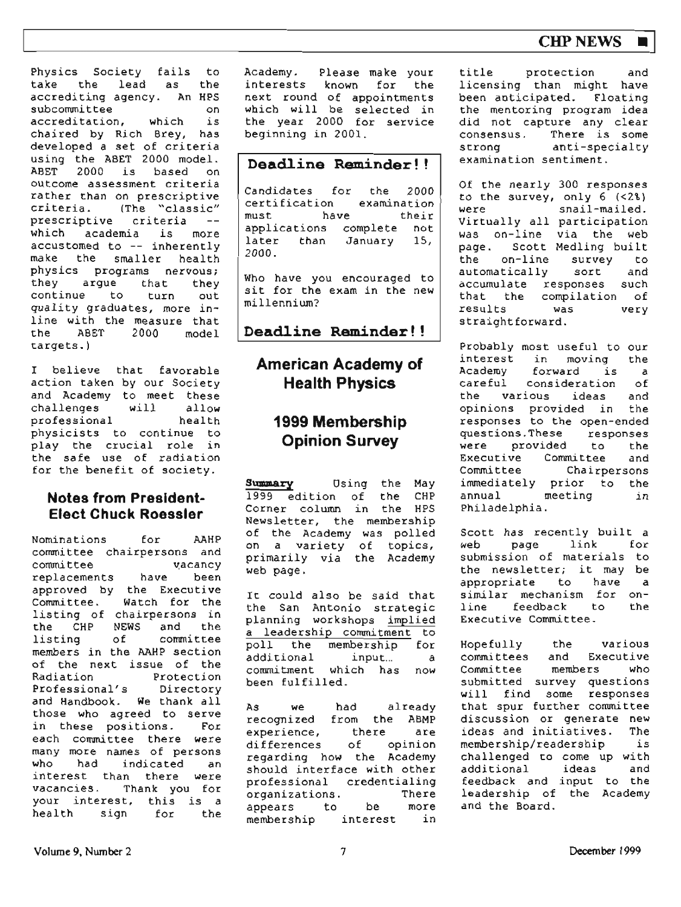Physics Society fails to take the lead as the accrediting agency. An HPS subcommittee on accreditation, which is chaired by Rich Brey, has developed a set of criteria using the ABET 2000 model. ABET 2000 is based on outcome assessment criteria rather than on prescriptive criteria. (The "classic" prescriptive criteria -- which academia is more accustomed to -- inherently make the smaller health physics programs nervous; they argue that they continue to turn out quality graduates, more in-line with the measure that the ABET 2000 model targets.)

I believe that favorable action taken by our Society and Academy to meet these challenges will allow professional health physicists to continue to play the crucial role in the safe use of radiation for the benefit of society.

### Notes from President-Elect Chuck Roessler

Nominations for AAHP committee chairpersons and committee vacancy replacements have been approved by the Executive Committee. Watch for the listing of chairpersons in the CHP NEWS and the listing of committee members in the AAHP section of the next issue of the Radiation Protection Professional's Directory and Handbook. We thank all those who agreed to serve in these positions. For each committee there were many more names of persons who had indicated an interest than there were vacancies. Thank you for your interest, this is a health sign for the Academy. Please make your interests known for the next round of appointments which will be selected in the year 2000 for service beginning in 2001.

> **Deadline Reminder!!**
>
> Candidates for the 2000 certification examination must have their applications complete not later than January 15, 2000.
>
> Who have you encouraged to sit for the exam in the new millennium?
>
> **Deadline Reminder!!**

## American Academy of Health Physics

## 1999 Membership Opinion Survey

**Summary** Using the May 1999 edition of the CHP Corner column in the HPS Newsletter, the membership of the Academy was polled on a variety of topics, primarily via the Academy web page.

It could also be said that the San Antonio strategic planning workshops implied a leadership commitment to poll the membership for additional input... a commitment which has now been fulfilled.

As we had already recognized from the ABMP experience, there are differences of opinion regarding how the Academy should interface with other professional credentialing organizations. There appears to be more membership interest in title protection and licensing than might have been anticipated. Floating the mentoring program idea did not capture any clear consensus. There is some strong anti-specialty examination sentiment.

Of the nearly 300 responses to the survey, only 6 (<2%) were snail-mailed. Virtually all participation was on-line via the web page. Scott Medling built the on-line survey to automatically sort and accumulate responses such that the compilation of results was very straightforward.

Probably most useful to our interest in moving the Academy forward is a careful consideration of the various ideas and opinions provided in the responses to the open-ended questions. These responses were provided to the Executive Committee and Committee Chairpersons immediately prior to the annual meeting in Philadelphia.

Scott has recently built a web page link for submission of materials to the newsletter; it may be appropriate to have a similar mechanism for on-line feedback to the Executive Committee.

Hopefully the various committees and Executive Committee members who submitted survey questions will find some responses that spur further committee discussion or generate new ideas and initiatives. The membership/readership is challenged to come up with additional ideas and feedback and input to the leadership of the Academy and the Board.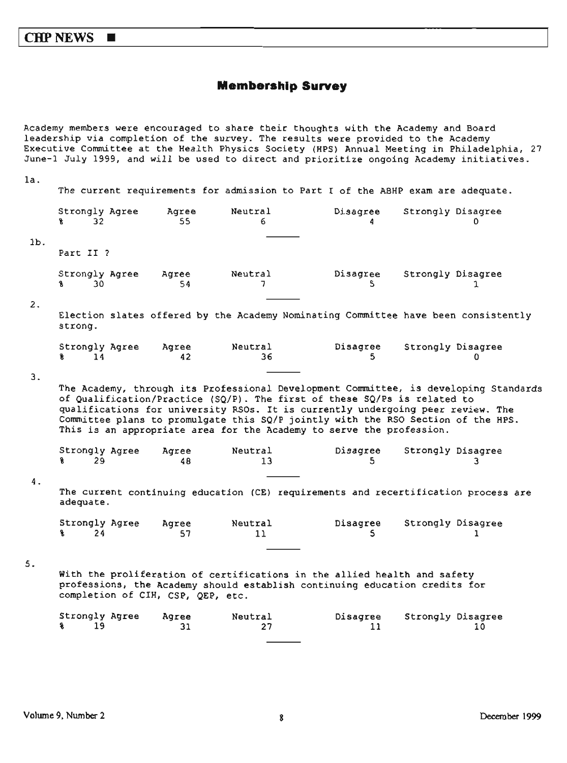## Membership Survey

Academy members were encouraged to share their thoughts with the Academy and Board leadership via completion of the survey. The results were provided to the Academy Executive Committee at the Health Physics Society (HPS) Annual Meeting in Philadelphia, 27 June-1 July 1999, and will be used to direct and prioritize ongoing Academy initiatives.

1a.

The current requirements for admission to Part I of the ABHP exam are adequate.

| | Strongly Agree | Agree | Neutral | Disagree | Strongly Disagree |
|---|---|---|---|---|---|
| % | 32 | 55 | 6 | 4 | 0 |

1b.

Part II ?

| | Strongly Agree | Agree | Neutral | Disagree | Strongly Disagree |
|---|---|---|---|---|---|
| % | 30 | 54 | 7 | 5 | 1 |

2.

Election slates offered by the Academy Nominating Committee have been consistently strong.

| | Strongly Agree | Agree | Neutral | Disagree | Strongly Disagree |
|---|---|---|---|---|---|
| % | 14 | 42 | 36 | 5 | 0 |

3.

The Academy, through its Professional Development Committee, is developing Standards of Qualification/Practice (SQ/P). The first of these SQ/Ps is related to qualifications for university RSOs. It is currently undergoing peer review. The Committee plans to promulgate this SQ/P jointly with the RSO Section of the HPS. This is an appropriate area for the Academy to serve the profession.

| | Strongly Agree | Agree | Neutral | Disagree | Strongly Disagree |
|---|---|---|---|---|---|
| % | 29 | 48 | 13 | 5 | 3 |

4.

The current continuing education (CE) requirements and recertification process are adequate.

| | Strongly Agree | Agree | Neutral | Disagree | Strongly Disagree |
|---|---|---|---|---|---|
| % | 24 | 57 | 11 | 5 | 1 |

5.

With the proliferation of certifications in the allied health and safety professions, the Academy should establish continuing education credits for completion of CIH, CSP, QEP, etc.

| | Strongly Agree | Agree | Neutral | Disagree | Strongly Disagree |
|---|---|---|---|---|---|
| % | 19 | 31 | 27 | 11 | 10 |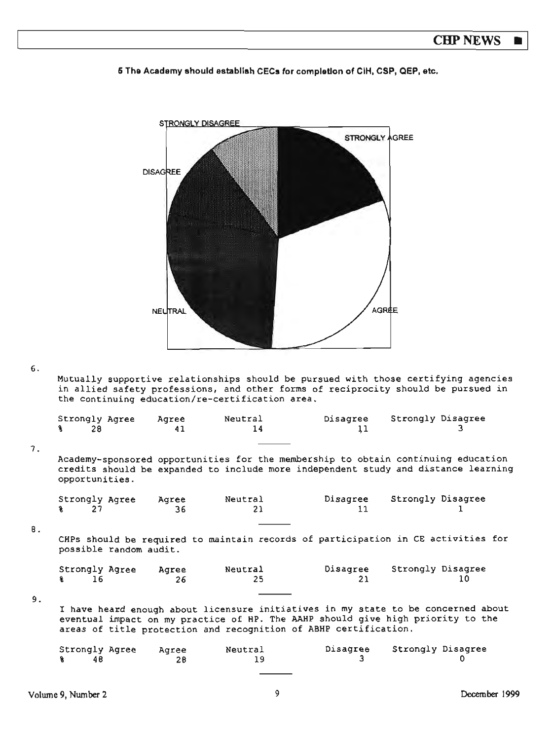**5 The Academy should establish CECs for completion of CIH, CSP, QEP, etc.**

STRONGLY DISAGREE

STRONGLY AGREE

DISAGREE

NEUTRAL

AGREE

6. Mutually supportive relationships should be pursued with those certifying agencies in allied safety professions, and other forms of reciprocity should be pursued in the continuing education/re-certification area.

| | Strongly Agree | Agree | Neutral | Disagree | Strongly Disagree |
|---|---|---|---|---|---|
| % | 28 | 41 | 14 | 11 | 3 |

7. Academy-sponsored opportunities for the membership to obtain continuing education credits should be expanded to include more independent study and distance learning opportunities.

| | Strongly Agree | Agree | Neutral | Disagree | Strongly Disagree |
|---|---|---|---|---|---|
| % | 27 | 36 | 21 | 11 | 1 |

8. CHPs should be required to maintain records of participation in CE activities for possible random audit.

| | Strongly Agree | Agree | Neutral | Disagree | Strongly Disagree |
|---|---|---|---|---|---|
| % | 16 | 26 | 25 | 21 | 10 |

9. I have heard enough about licensure initiatives in my state to be concerned about eventual impact on my practice of HP. The AAHP should give high priority to the areas of title protection and recognition of ABHP certification.

| | Strongly Agree | Agree | Neutral | Disagree | Strongly Disagree |
|---|---|---|---|---|---|
| % | 48 | 28 | 19 | 3 | 0 |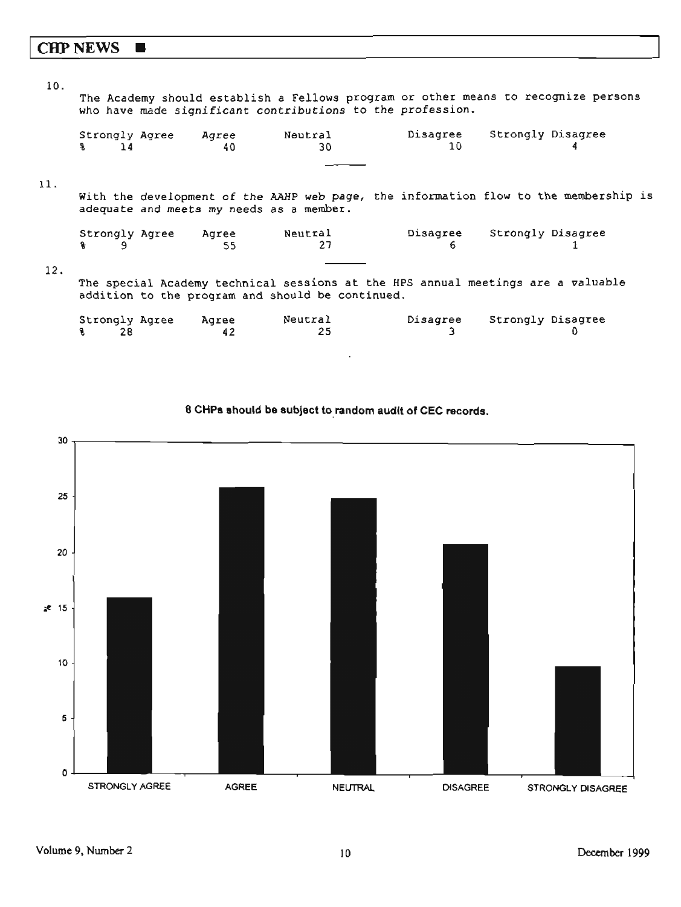10.

The Academy should establish a Fellows program or other means to recognize persons who have made significant contributions to the profession.

| | Strongly Agree | Agree | Neutral | Disagree | Strongly Disagree |
|---|---|---|---|---|---|
| % | 14 | 40 | 30 | 10 | 4 |

11.

With the development of the AAHP web page, the information flow to the membership is adequate and meets my needs as a member.

| | Strongly Agree | Agree | Neutral | Disagree | Strongly Disagree |
|---|---|---|---|---|---|
| % | 9 | 55 | 27 | 6 | 1 |

12.

The special Academy technical sessions at the HPS annual meetings are a valuable addition to the program and should be continued.

| | Strongly Agree | Agree | Neutral | Disagree | Strongly Disagree |
|---|---|---|---|---|---|
| % | 28 | 42 | 25 | 3 | 0 |

**8 CHPs should be subject to random audit of CEC records.**

| | STRONGLY AGREE | AGREE | NEUTRAL | DISAGREE | STRONGLY DISAGREE |
|---|---|---|---|---|---|
| % | 16 | 26 | 25 | 21 | 10 |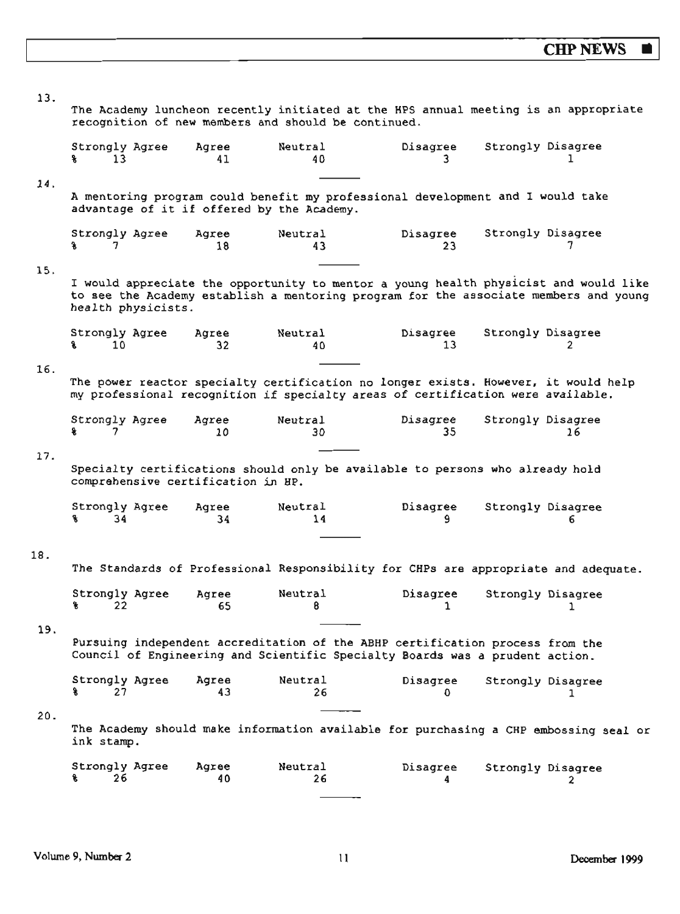13.

The Academy luncheon recently initiated at the HPS annual meeting is an appropriate recognition of new members and should be continued.

| | Strongly Agree | Agree | Neutral | Disagree | Strongly Disagree |
|---|---|---|---|---|---|
| % | 13 | 41 | 40 | 3 | 1 |

14.

A mentoring program could benefit my professional development and I would take advantage of it if offered by the Academy.

| | Strongly Agree | Agree | Neutral | Disagree | Strongly Disagree |
|---|---|---|---|---|---|
| % | 7 | 18 | 43 | 23 | 7 |

15.

I would appreciate the opportunity to mentor a young health physicist and would like to see the Academy establish a mentoring program for the associate members and young health physicists.

| | Strongly Agree | Agree | Neutral | Disagree | Strongly Disagree |
|---|---|---|---|---|---|
| % | 10 | 32 | 40 | 13 | 2 |

16.

The power reactor specialty certification no longer exists. However, it would help my professional recognition if specialty areas of certification were available.

| | Strongly Agree | Agree | Neutral | Disagree | Strongly Disagree |
|---|---|---|---|---|---|
| % | 7 | 10 | 30 | 35 | 16 |

17.

Specialty certifications should only be available to persons who already hold comprehensive certification in HP.

| | Strongly Agree | Agree | Neutral | Disagree | Strongly Disagree |
|---|---|---|---|---|---|
| % | 34 | 34 | 14 | 9 | 6 |

18.

The Standards of Professional Responsibility for CHPs are appropriate and adequate.

| | Strongly Agree | Agree | Neutral | Disagree | Strongly Disagree |
|---|---|---|---|---|---|
| % | 22 | 65 | 8 | 1 | 1 |

19.

Pursuing independent accreditation of the ABHP certification process from the Council of Engineering and Scientific Specialty Boards was a prudent action.

| | Strongly Agree | Agree | Neutral | Disagree | Strongly Disagree |
|---|---|---|---|---|---|
| % | 27 | 43 | 26 | 0 | 1 |

20.

The Academy should make information available for purchasing a CHP embossing seal or ink stamp.

| | Strongly Agree | Agree | Neutral | Disagree | Strongly Disagree |
|---|---|---|---|---|---|
| % | 26 | 40 | 26 | 4 | 2 |